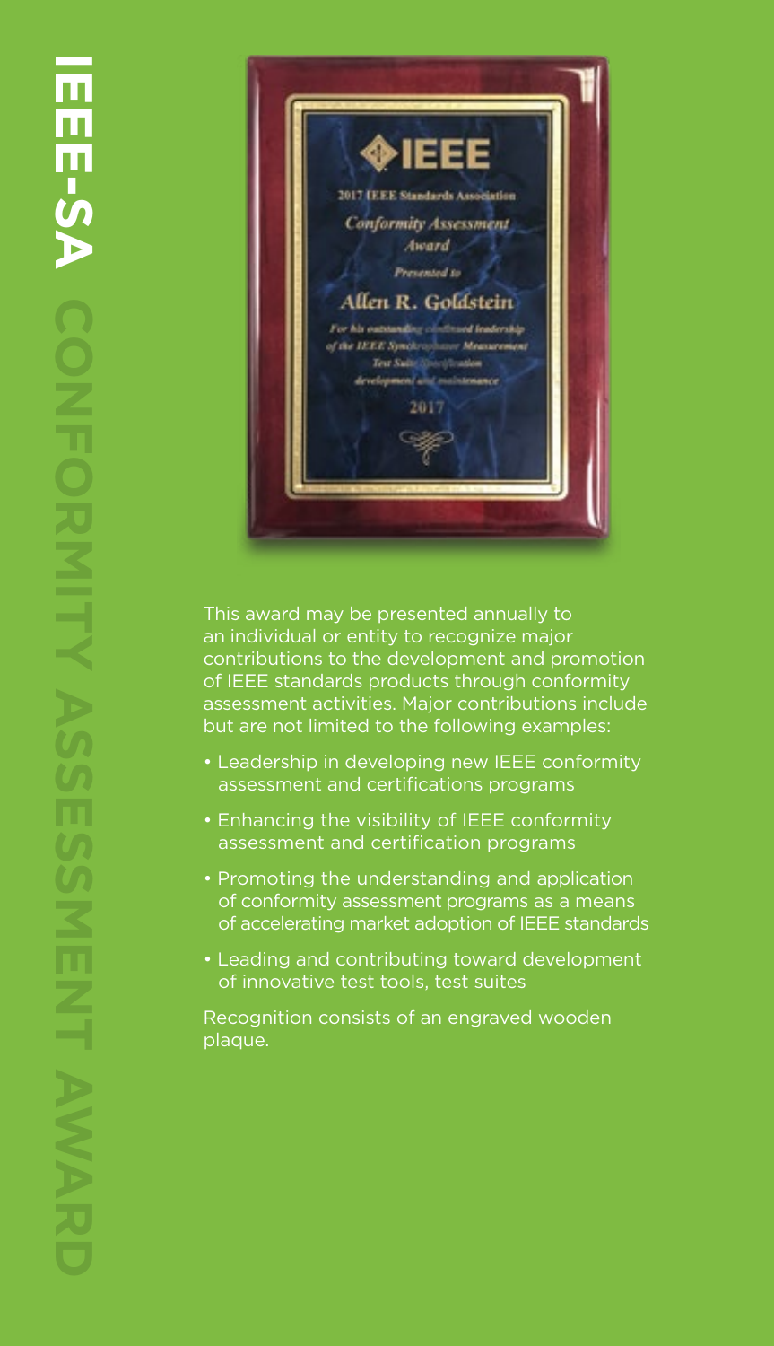# IEEE-SA CONFORMITY ASSESSMENT AWARD

This award may be presented annually to an individual or entity to recognize major contributions to the development and promotion of IEEE standards products through conformity assessment activities. Major contributions include but are not limited to the following examples:

- Leadership in developing new IEEE conformity assessment and certifications programs
- Enhancing the visibility of IEEE conformity assessment and certification programs
- Promoting the understanding and application of conformity assessment programs as a means of accelerating market adoption of IEEE standards
- Leading and contributing toward development of innovative test tools, test suites

Recognition consists of an engraved wooden plaque.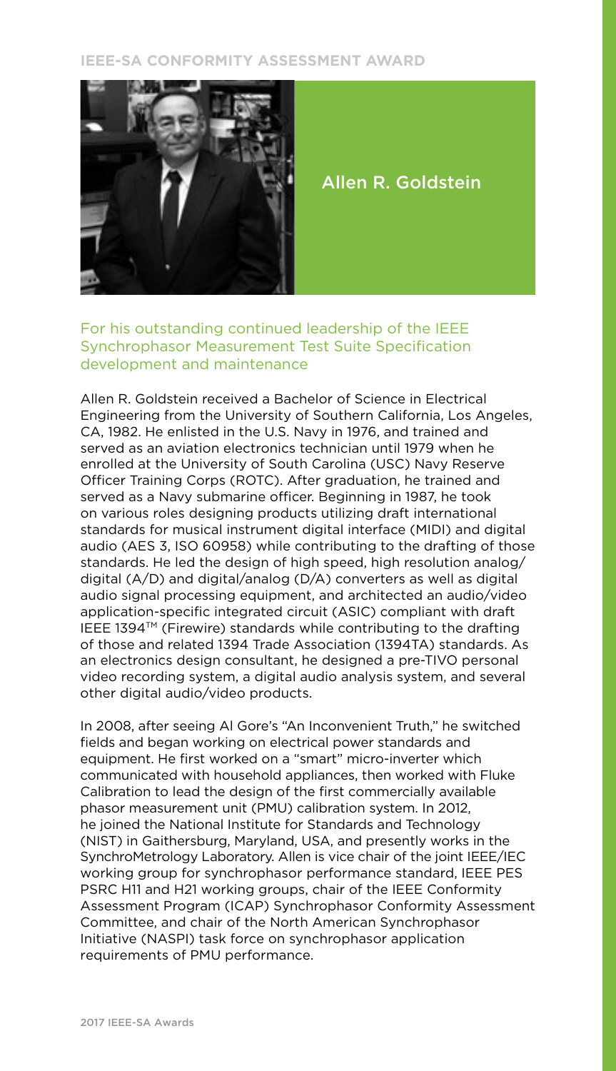IEEE-SA CONFORMITY ASSESSMENT AWARD

## Allen R. Goldstein

For his outstanding continued leadership of the IEEE Synchrophasor Measurement Test Suite Specification development and maintenance

Allen R. Goldstein received a Bachelor of Science in Electrical Engineering from the University of Southern California, Los Angeles, CA, 1982. He enlisted in the U.S. Navy in 1976, and trained and served as an aviation electronics technician until 1979 when he enrolled at the University of South Carolina (USC) Navy Reserve Officer Training Corps (ROTC). After graduation, he trained and served as a Navy submarine officer. Beginning in 1987, he took on various roles designing products utilizing draft international standards for musical instrument digital interface (MIDI) and digital audio (AES 3, ISO 60958) while contributing to the drafting of those standards. He led the design of high speed, high resolution analog/digital (A/D) and digital/analog (D/A) converters as well as digital audio signal processing equipment, and architected an audio/video application-specific integrated circuit (ASIC) compliant with draft IEEE 1394™ (Firewire) standards while contributing to the drafting of those and related 1394 Trade Association (1394TA) standards. As an electronics design consultant, he designed a pre-TIVO personal video recording system, a digital audio analysis system, and several other digital audio/video products.

In 2008, after seeing Al Gore's "An Inconvenient Truth," he switched fields and began working on electrical power standards and equipment. He first worked on a "smart" micro-inverter which communicated with household appliances, then worked with Fluke Calibration to lead the design of the first commercially available phasor measurement unit (PMU) calibration system. In 2012, he joined the National Institute for Standards and Technology (NIST) in Gaithersburg, Maryland, USA, and presently works in the SynchroMetrology Laboratory. Allen is vice chair of the joint IEEE/IEC working group for synchrophasor performance standard, IEEE PES PSRC H11 and H21 working groups, chair of the IEEE Conformity Assessment Program (ICAP) Synchrophasor Conformity Assessment Committee, and chair of the North American Synchrophasor Initiative (NASPI) task force on synchrophasor application requirements of PMU performance.